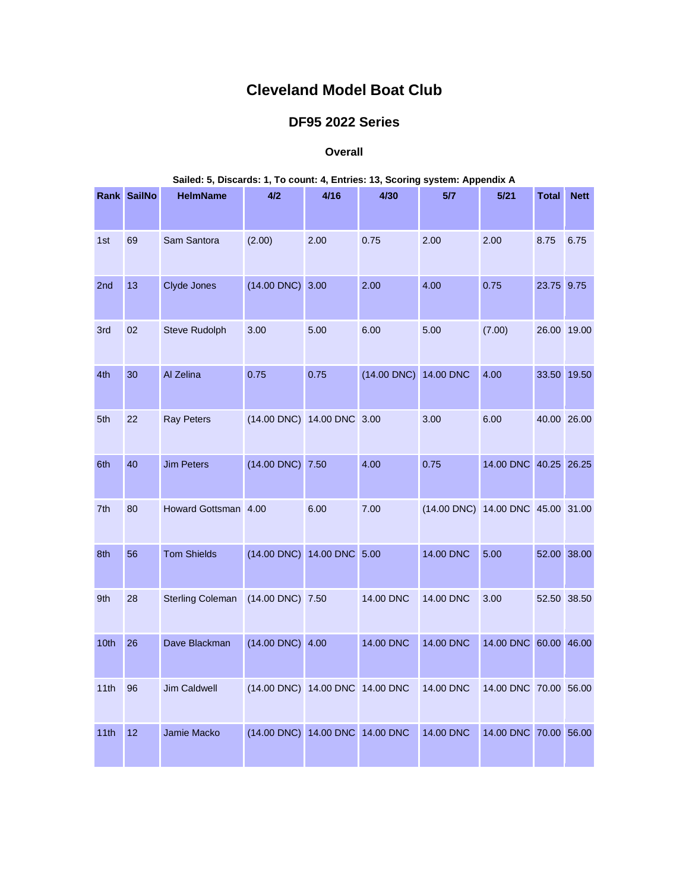# Cleveland Model Boat Club

## DF95 2022 Series

### Overall

**Sailed: 5, Discards: 1, To count: 4, Entries: 13, Scoring system: Appendix A**

| Rank | SailNo | HelmName | 4/2 | 4/16 | 4/30 | 5/7 | 5/21 | Total | Nett |
|---|---|---|---|---|---|---|---|---|---|
| 1st | 69 | Sam Santora | (2.00) | 2.00 | 0.75 | 2.00 | 2.00 | 8.75 | 6.75 |
| 2nd | 13 | Clyde Jones | (14.00 DNC) | 3.00 | 2.00 | 4.00 | 0.75 | 23.75 | 9.75 |
| 3rd | 02 | Steve Rudolph | 3.00 | 5.00 | 6.00 | 5.00 | (7.00) | 26.00 | 19.00 |
| 4th | 30 | Al Zelina | 0.75 | 0.75 | (14.00 DNC) | 14.00 DNC | 4.00 | 33.50 | 19.50 |
| 5th | 22 | Ray Peters | (14.00 DNC) | 14.00 DNC | 3.00 | 3.00 | 6.00 | 40.00 | 26.00 |
| 6th | 40 | Jim Peters | (14.00 DNC) | 7.50 | 4.00 | 0.75 | 14.00 DNC | 40.25 | 26.25 |
| 7th | 80 | Howard Gottsman | 4.00 | 6.00 | 7.00 | (14.00 DNC) | 14.00 DNC | 45.00 | 31.00 |
| 8th | 56 | Tom Shields | (14.00 DNC) | 14.00 DNC | 5.00 | 14.00 DNC | 5.00 | 52.00 | 38.00 |
| 9th | 28 | Sterling Coleman | (14.00 DNC) | 7.50 | 14.00 DNC | 14.00 DNC | 3.00 | 52.50 | 38.50 |
| 10th | 26 | Dave Blackman | (14.00 DNC) | 4.00 | 14.00 DNC | 14.00 DNC | 14.00 DNC | 60.00 | 46.00 |
| 11th | 96 | Jim Caldwell | (14.00 DNC) | 14.00 DNC | 14.00 DNC | 14.00 DNC | 14.00 DNC | 70.00 | 56.00 |
| 11th | 12 | Jamie Macko | (14.00 DNC) | 14.00 DNC | 14.00 DNC | 14.00 DNC | 14.00 DNC | 70.00 | 56.00 |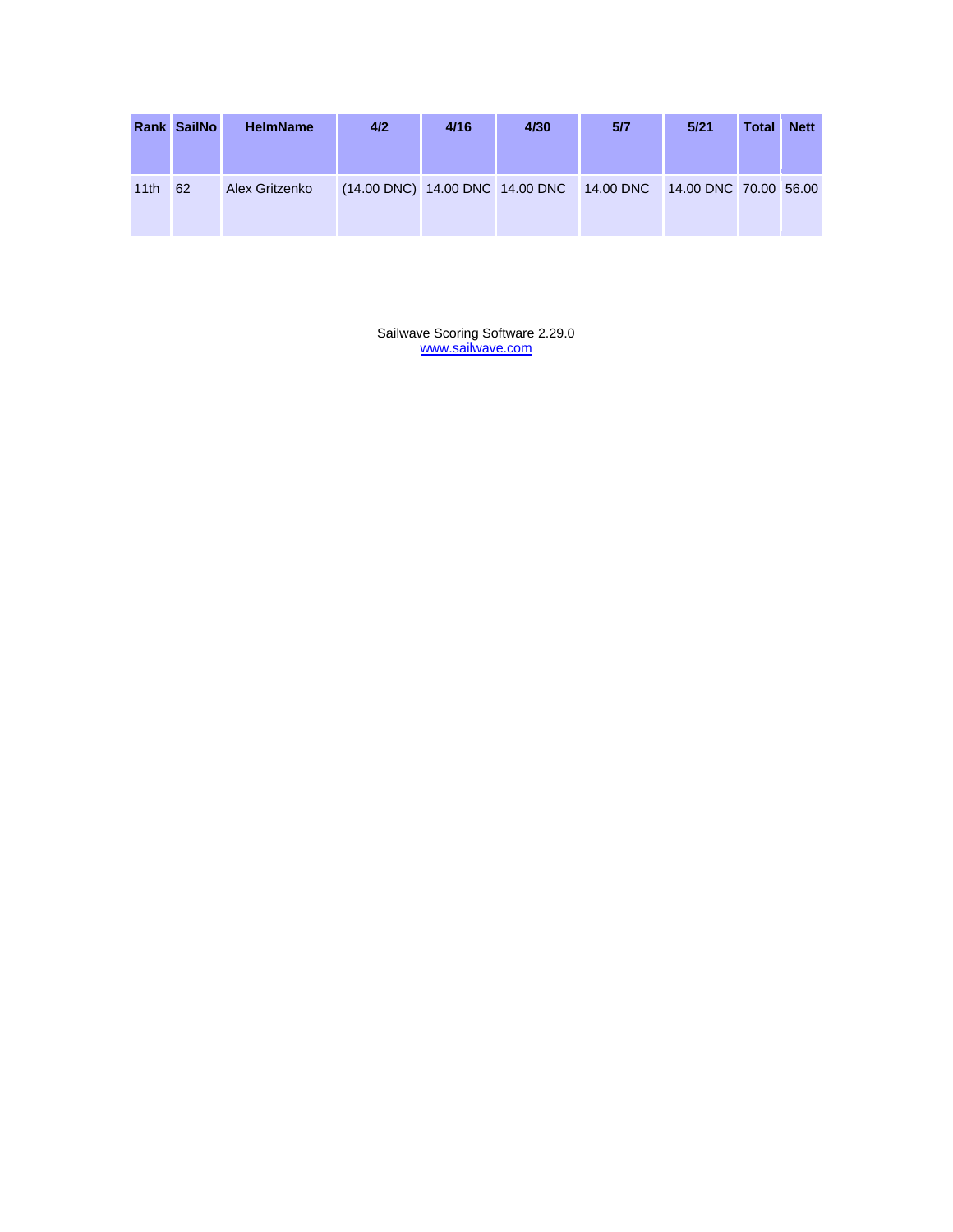| Rank | SailNo | HelmName | 4/2 | 4/16 | 4/30 | 5/7 | 5/21 | Total | Nett |
|---|---|---|---|---|---|---|---|---|---|
| 11th | 62 | Alex Gritzenko | (14.00 DNC) | 14.00 DNC | 14.00 DNC | 14.00 DNC | 14.00 DNC | 70.00 | 56.00 |

Sailwave Scoring Software 2.29.0
www.sailwave.com